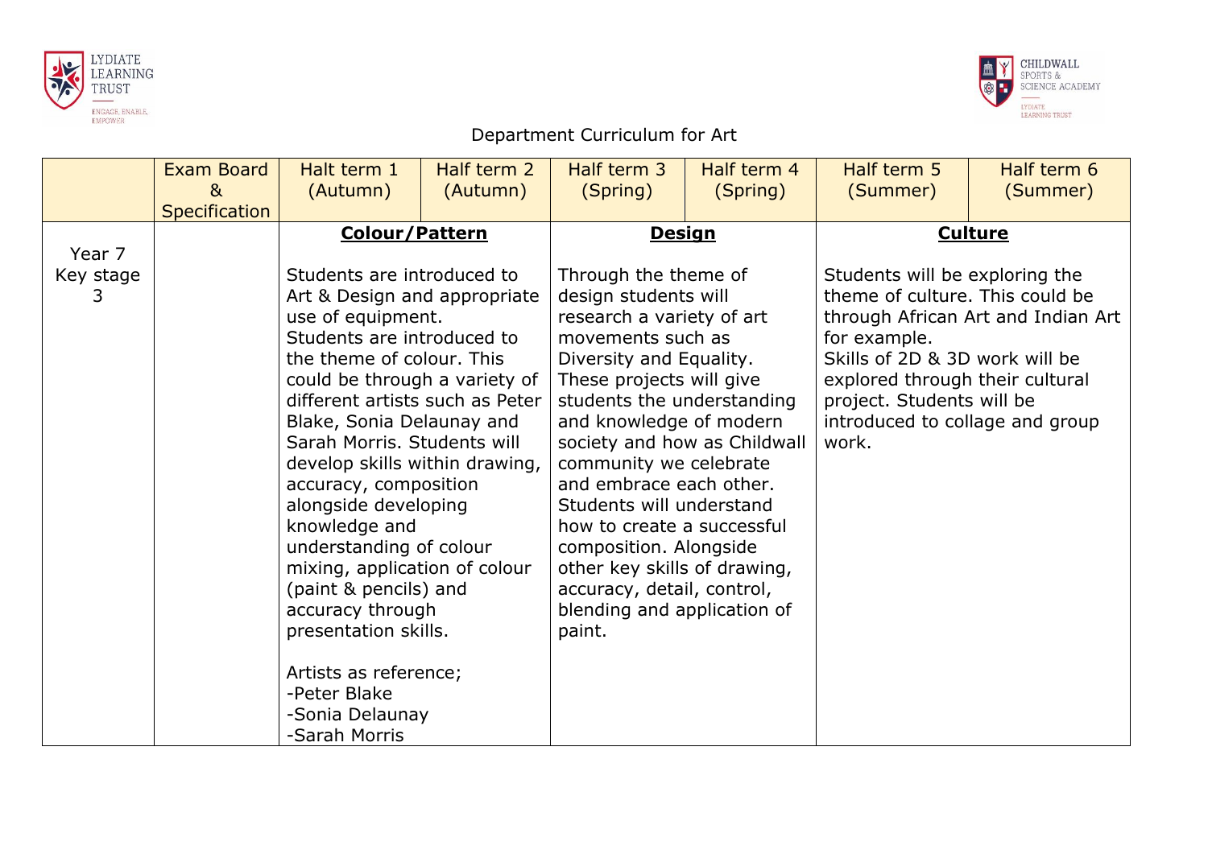# Department Curriculum for Art

| | Exam Board & Specification | Halt term 1 (Autumn) | Half term 2 (Autumn) | Half term 3 (Spring) | Half term 4 (Spring) | Half term 5 (Summer) | Half term 6 (Summer) |
|---|---|---|---|---|---|---|---|
| Year 7 Key stage 3 | | **Colour/Pattern**<br><br>Students are introduced to Art & Design and appropriate use of equipment.<br>Students are introduced to the theme of colour. This could be through a variety of different artists such as Peter Blake, Sonia Delaunay and Sarah Morris. Students will develop skills within drawing, accuracy, composition alongside developing knowledge and understanding of colour mixing, application of colour (paint & pencils) and accuracy through presentation skills.<br><br>Artists as reference;<br>-Peter Blake<br>-Sonia Delaunay<br>-Sarah Morris | | **Design**<br><br>Through the theme of design students will research a variety of art movements such as Diversity and Equality. These projects will give students the understanding and knowledge of modern society and how as Childwall community we celebrate and embrace each other. Students will understand how to create a successful composition. Alongside other key skills of drawing, accuracy, detail, control, blending and application of paint. | | **Culture**<br><br>Students will be exploring the theme of culture. This could be through African Art and Indian Art for example.<br>Skills of 2D & 3D work will be explored through their cultural project. Students will be introduced to collage and group work. | |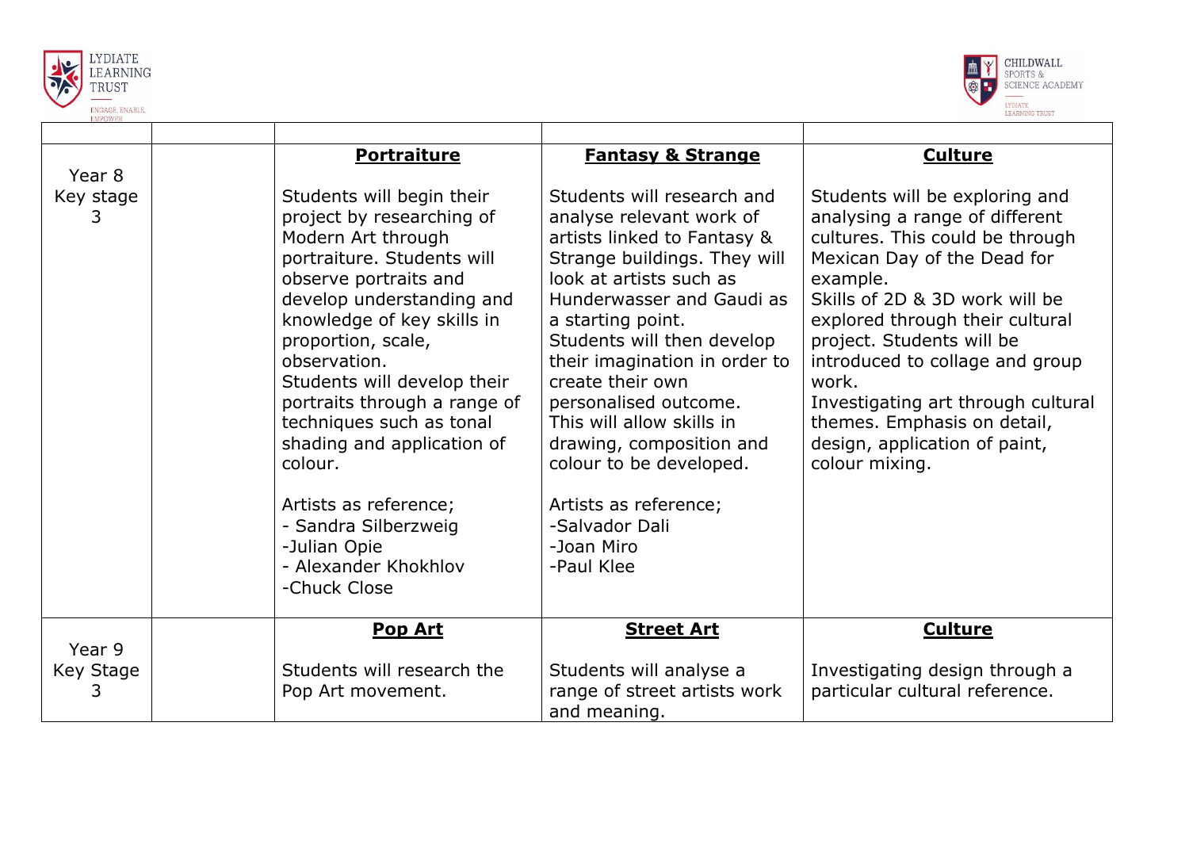| | | | | |
|---|---|---|---|---|
| Year 8<br>Key stage 3 | | **Portraiture**<br><br>Students will begin their project by researching of Modern Art through portraiture. Students will observe portraits and develop understanding and knowledge of key skills in proportion, scale, observation.<br>Students will develop their portraits through a range of techniques such as tonal shading and application of colour.<br><br>Artists as reference;<br>- Sandra Silberzweig<br>-Julian Opie<br>- Alexander Khokhlov<br>-Chuck Close | **Fantasy & Strange**<br><br>Students will research and analyse relevant work of artists linked to Fantasy & Strange buildings. They will look at artists such as Hunderwasser and Gaudi as a starting point.<br>Students will then develop their imagination in order to create their own personalised outcome.<br>This will allow skills in drawing, composition and colour to be developed.<br><br>Artists as reference;<br>-Salvador Dali<br>-Joan Miro<br>-Paul Klee | **Culture**<br><br>Students will be exploring and analysing a range of different cultures. This could be through Mexican Day of the Dead for example.<br>Skills of 2D & 3D work will be explored through their cultural project. Students will be introduced to collage and group work.<br>Investigating art through cultural themes. Emphasis on detail, design, application of paint, colour mixing. |
| Year 9<br>Key Stage 3 | | **Pop Art**<br><br>Students will research the Pop Art movement. | **Street Art**<br><br>Students will analyse a range of street artists work and meaning. | **Culture**<br><br>Investigating design through a particular cultural reference. |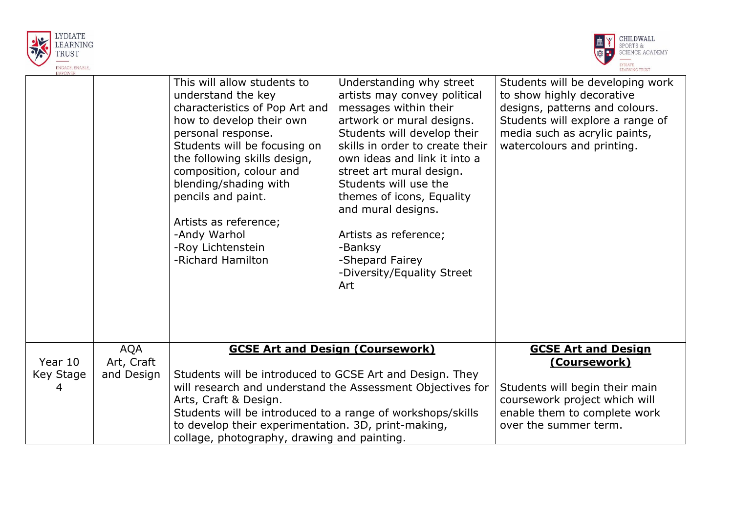| | | | | |
|---|---|---|---|---|
| | | This will allow students to understand the key characteristics of Pop Art and how to develop their own personal response.<br>Students will be focusing on the following skills design, composition, colour and blending/shading with pencils and paint.<br><br>Artists as reference;<br>-Andy Warhol<br>-Roy Lichtenstein<br>-Richard Hamilton | Understanding why street artists may convey political messages within their artwork or mural designs.<br>Students will develop their skills in order to create their own ideas and link it into a street art mural design.<br>Students will use the themes of icons, Equality and mural designs.<br><br>Artists as reference;<br>-Banksy<br>-Shepard Fairey<br>-Diversity/Equality Street Art | Students will be developing work to show highly decorative designs, patterns and colours.<br>Students will explore a range of media such as acrylic paints, watercolours and printing. |
| Year 10 Key Stage 4 | AQA Art, Craft and Design | **GCSE Art and Design (Coursework)**<br><br>Students will be introduced to GCSE Art and Design. They will research and understand the Assessment Objectives for Arts, Craft & Design.<br>Students will be introduced to a range of workshops/skills to develop their experimentation. 3D, print-making, collage, photography, drawing and painting. | | **GCSE Art and Design (Coursework)**<br><br>Students will begin their main coursework project which will enable them to complete work over the summer term. |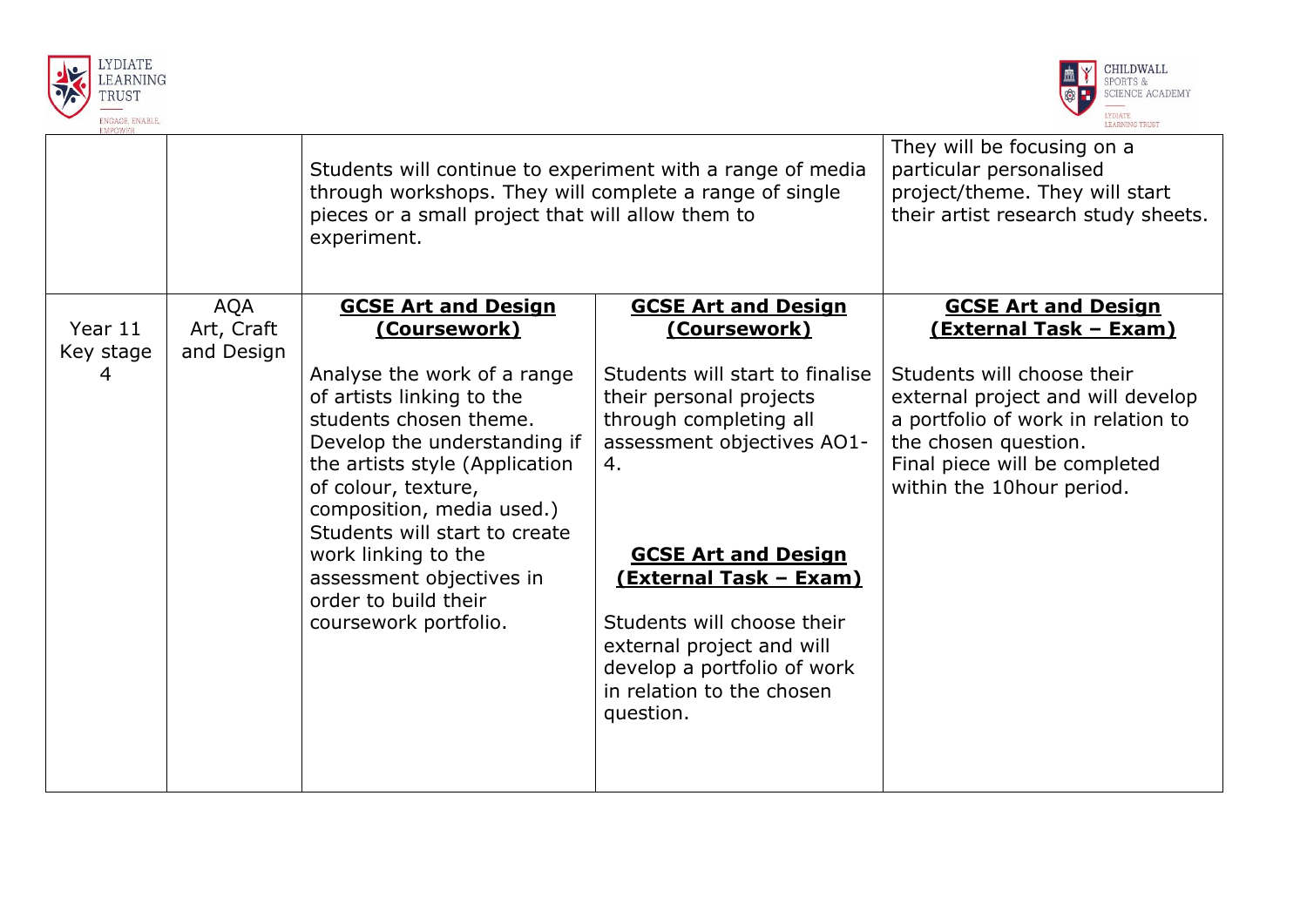| | | | | |
|---|---|---|---|---|
| | | Students will continue to experiment with a range of media through workshops. They will complete a range of single pieces or a small project that will allow them to experiment. | | They will be focusing on a particular personalised project/theme. They will start their artist research study sheets. |
| Year 11 Key stage 4 | AQA Art, Craft and Design | **GCSE Art and Design (Coursework)**<br><br>Analyse the work of a range of artists linking to the students chosen theme. Develop the understanding if the artists style (Application of colour, texture, composition, media used.) Students will start to create work linking to the assessment objectives in order to build their coursework portfolio. | **GCSE Art and Design (Coursework)**<br><br>Students will start to finalise their personal projects through completing all assessment objectives AO1-4.<br><br>**GCSE Art and Design (External Task – Exam)**<br><br>Students will choose their external project and will develop a portfolio of work in relation to the chosen question. | **GCSE Art and Design (External Task – Exam)**<br><br>Students will choose their external project and will develop a portfolio of work in relation to the chosen question.<br>Final piece will be completed within the 10hour period. |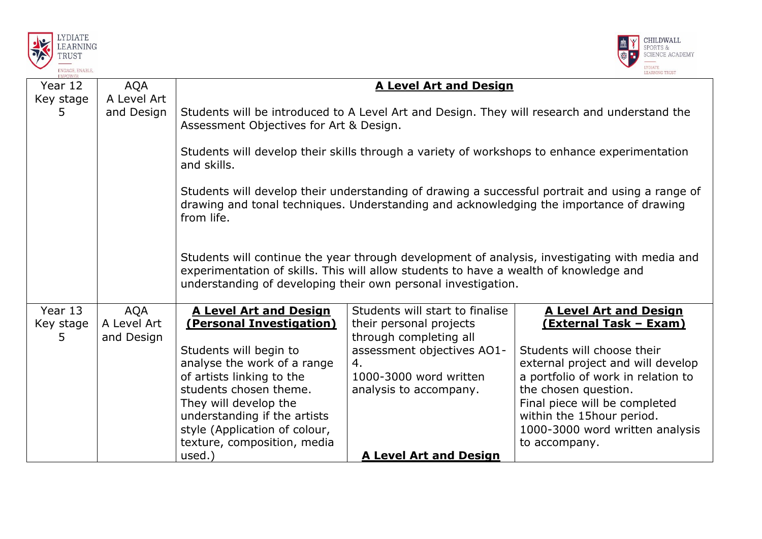| Year 12 Key stage 5 | AQA A Level Art and Design | **A Level Art and Design**<br><br>Students will be introduced to A Level Art and Design. They will research and understand the Assessment Objectives for Art & Design.<br><br>Students will develop their skills through a variety of workshops to enhance experimentation and skills.<br><br>Students will develop their understanding of drawing a successful portrait and using a range of drawing and tonal techniques. Understanding and acknowledging the importance of drawing from life.<br><br>Students will continue the year through development of analysis, investigating with media and experimentation of skills. This will allow students to have a wealth of knowledge and understanding of developing their own personal investigation. | | |
|---|---|---|---|---|
| Year 13 Key stage 5 | AQA A Level Art and Design | **A Level Art and Design (Personal Investigation)**<br><br>Students will begin to analyse the work of a range of artists linking to the students chosen theme. They will develop the understanding if the artists style (Application of colour, texture, composition, media used.) | Students will start to finalise their personal projects through completing all assessment objectives AO1-4.<br>1000-3000 word written analysis to accompany.<br><br>**A Level Art and Design** | **A Level Art and Design (External Task – Exam)**<br><br>Students will choose their external project and will develop a portfolio of work in relation to the chosen question.<br>Final piece will be completed within the 15hour period.<br>1000-3000 word written analysis to accompany. |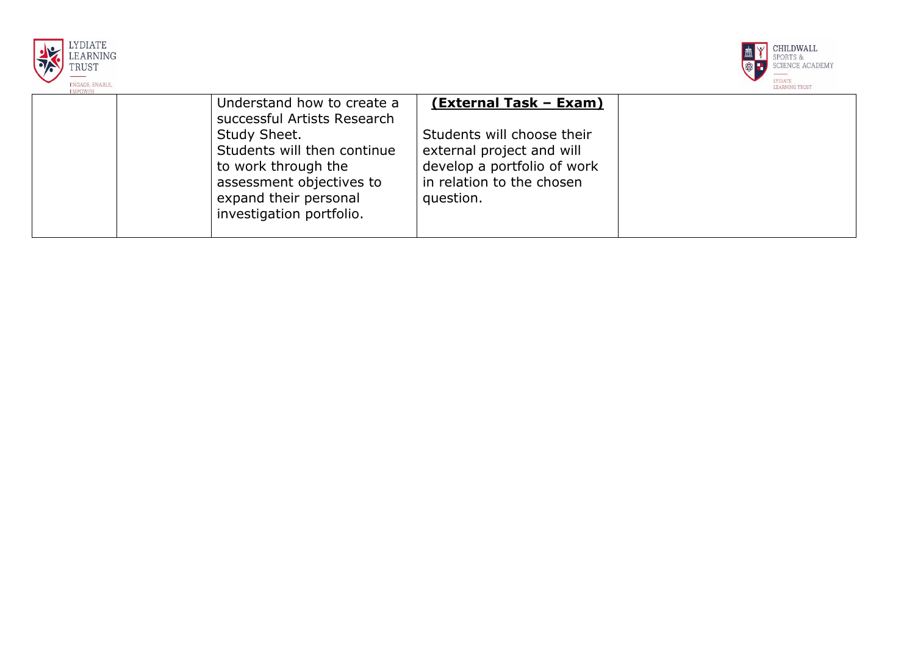| | | | | |
|---|---|---|---|---|
| | | Understand how to create a successful Artists Research Study Sheet.<br>Students will then continue to work through the assessment objectives to expand their personal investigation portfolio. | **<u>(External Task – Exam)</u>**<br><br>Students will choose their external project and will develop a portfolio of work in relation to the chosen question. | |